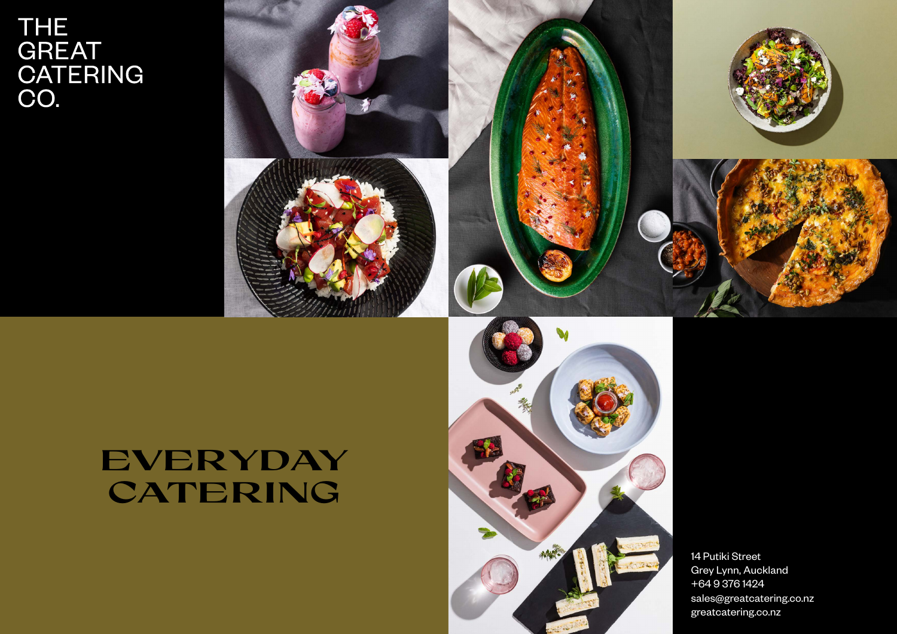THE GREAT CATERING CO.

# EVERYDAY CATERING

14 Putiki Street
Grey Lynn, Auckland
+64 9 376 1424
sales@greatcatering.co.nz
greatcatering.co.nz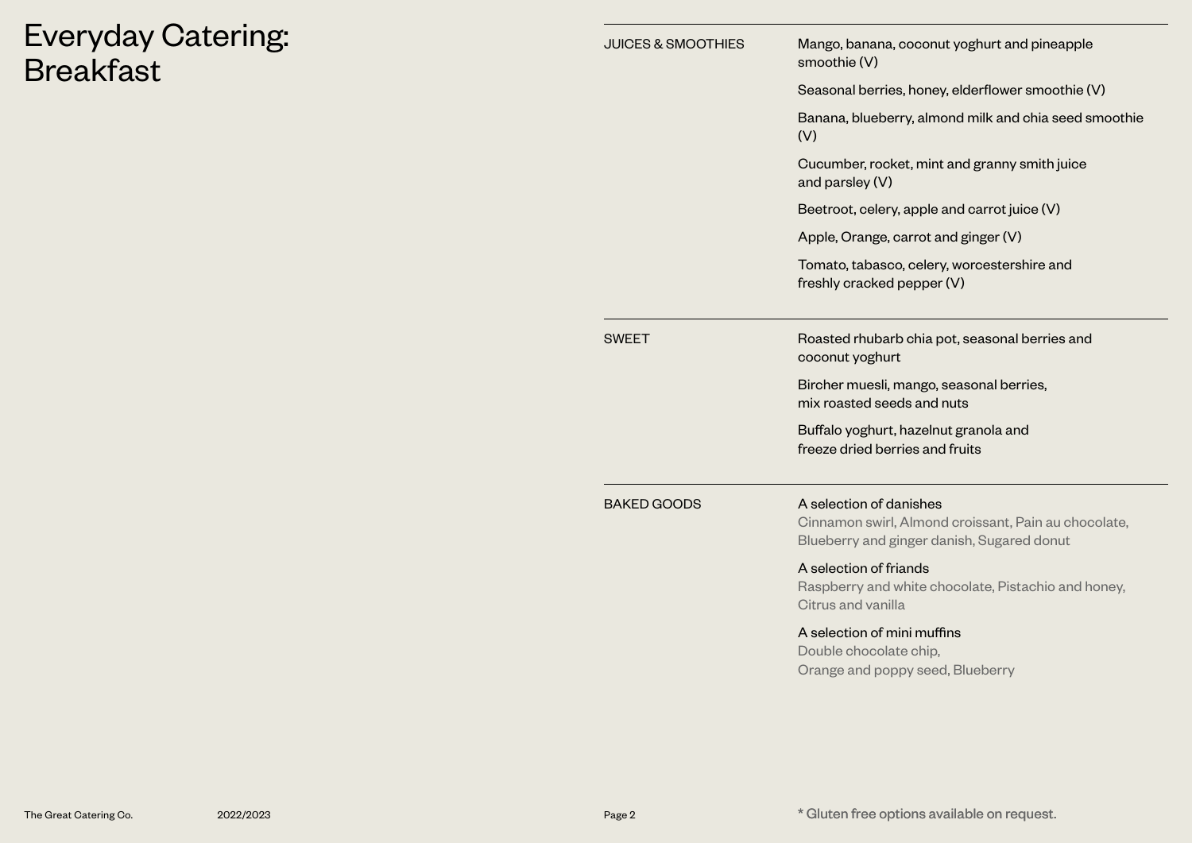# Everyday Catering: Breakfast

## JUICES & SMOOTHIES

Mango, banana, coconut yoghurt and pineapple smoothie (V)

Seasonal berries, honey, elderflower smoothie (V)

Banana, blueberry, almond milk and chia seed smoothie (V)

Cucumber, rocket, mint and granny smith juice and parsley (V)

Beetroot, celery, apple and carrot juice (V)

Apple, Orange, carrot and ginger (V)

Tomato, tabasco, celery, worcestershire and freshly cracked pepper (V)

## SWEET

Roasted rhubarb chia pot, seasonal berries and coconut yoghurt

Bircher muesli, mango, seasonal berries, mix roasted seeds and nuts

Buffalo yoghurt, hazelnut granola and freeze dried berries and fruits

## BAKED GOODS

A selection of danishes
Cinnamon swirl, Almond croissant, Pain au chocolate, Blueberry and ginger danish, Sugared donut

A selection of friands
Raspberry and white chocolate, Pistachio and honey, Citrus and vanilla

A selection of mini muffins
Double chocolate chip,
Orange and poppy seed, Blueberry

* Gluten free options available on request.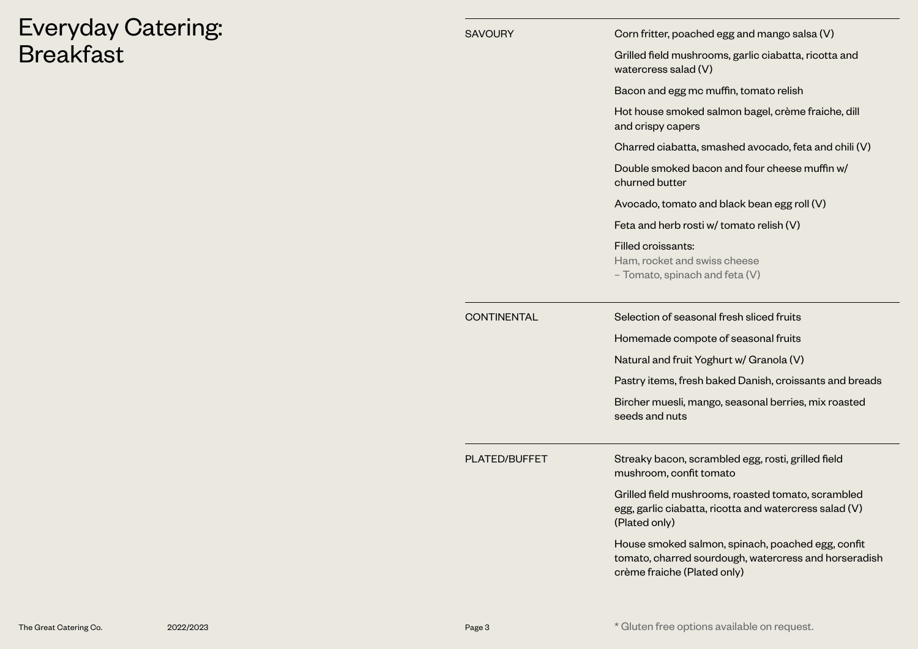# Everyday Catering: Breakfast

## SAVOURY

Corn fritter, poached egg and mango salsa (V)

Grilled field mushrooms, garlic ciabatta, ricotta and watercress salad (V)

Bacon and egg mc muffin, tomato relish

Hot house smoked salmon bagel, crème fraiche, dill and crispy capers

Charred ciabatta, smashed avocado, feta and chili (V)

Double smoked bacon and four cheese muffin w/ churned butter

Avocado, tomato and black bean egg roll (V)

Feta and herb rosti w/ tomato relish (V)

Filled croissants:
Ham, rocket and swiss cheese
– Tomato, spinach and feta (V)

## CONTINENTAL

Selection of seasonal fresh sliced fruits

Homemade compote of seasonal fruits

Natural and fruit Yoghurt w/ Granola (V)

Pastry items, fresh baked Danish, croissants and breads

Bircher muesli, mango, seasonal berries, mix roasted seeds and nuts

## PLATED/BUFFET

Streaky bacon, scrambled egg, rosti, grilled field mushroom, confit tomato

Grilled field mushrooms, roasted tomato, scrambled egg, garlic ciabatta, ricotta and watercress salad (V) (Plated only)

House smoked salmon, spinach, poached egg, confit tomato, charred sourdough, watercress and horseradish crème fraiche (Plated only)

* Gluten free options available on request.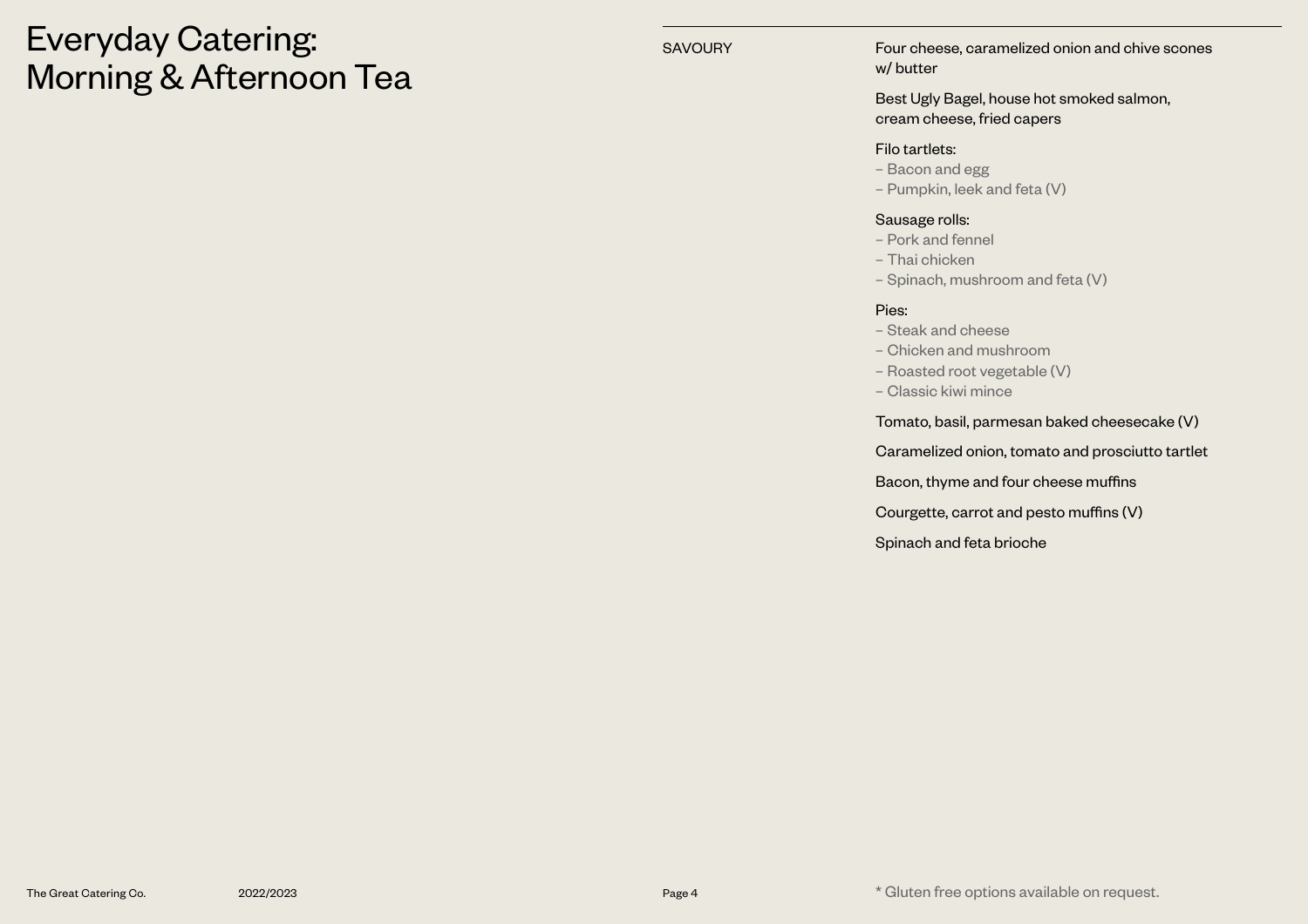# Everyday Catering: Morning & Afternoon Tea

## SAVOURY

Four cheese, caramelized onion and chive scones w/ butter

Best Ugly Bagel, house hot smoked salmon, cream cheese, fried capers

Filo tartlets:
– Bacon and egg
– Pumpkin, leek and feta (V)

Sausage rolls:
– Pork and fennel
– Thai chicken
– Spinach, mushroom and feta (V)

Pies:
– Steak and cheese
– Chicken and mushroom
– Roasted root vegetable (V)
– Classic kiwi mince

Tomato, basil, parmesan baked cheesecake (V)

Caramelized onion, tomato and prosciutto tartlet

Bacon, thyme and four cheese muffins

Courgette, carrot and pesto muffins (V)

Spinach and feta brioche

* Gluten free options available on request.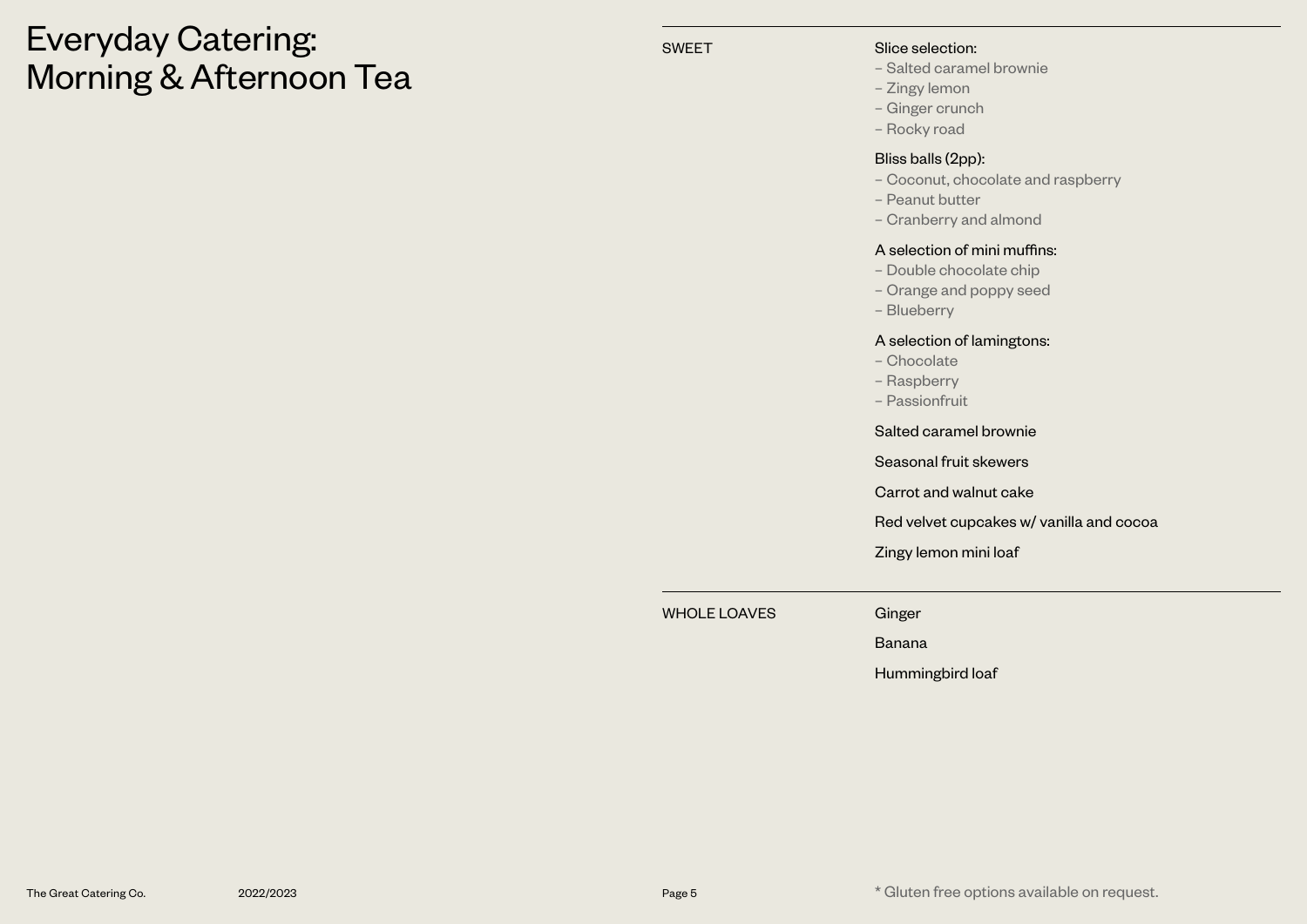# Everyday Catering: Morning & Afternoon Tea

## SWEET

Slice selection:
- Salted caramel brownie
- Zingy lemon
- Ginger crunch
- Rocky road

Bliss balls (2pp):
- Coconut, chocolate and raspberry
- Peanut butter
- Cranberry and almond

A selection of mini muffins:
- Double chocolate chip
- Orange and poppy seed
- Blueberry

A selection of lamingtons:
- Chocolate
- Raspberry
- Passionfruit

Salted caramel brownie

Seasonal fruit skewers

Carrot and walnut cake

Red velvet cupcakes w/ vanilla and cocoa

Zingy lemon mini loaf

## WHOLE LOAVES

Ginger

Banana

Hummingbird loaf

* Gluten free options available on request.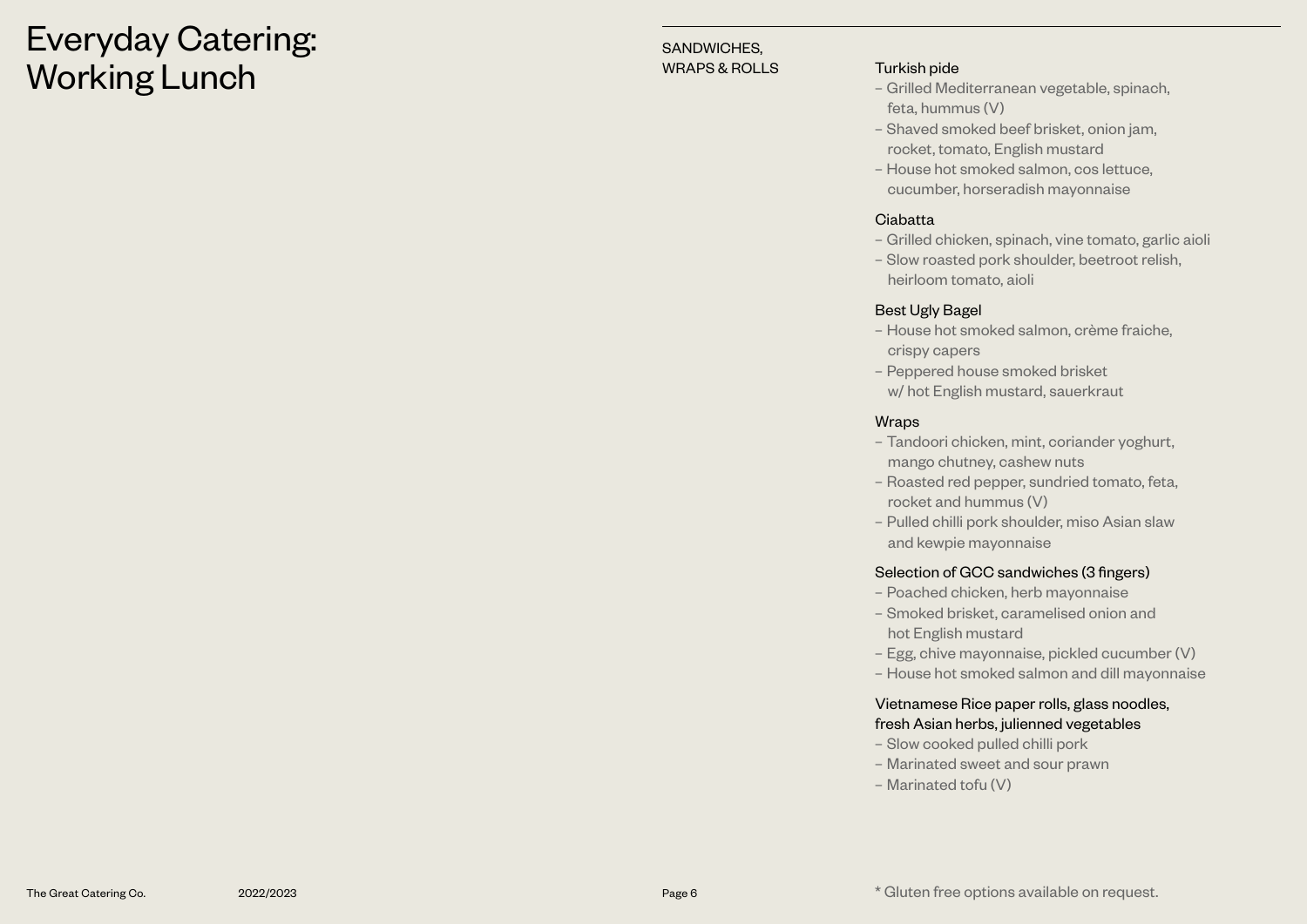# Everyday Catering: Working Lunch

## SANDWICHES, WRAPS & ROLLS

### Turkish pide

- Grilled Mediterranean vegetable, spinach, feta, hummus (V)
- Shaved smoked beef brisket, onion jam, rocket, tomato, English mustard
- House hot smoked salmon, cos lettuce, cucumber, horseradish mayonnaise

### Ciabatta

- Grilled chicken, spinach, vine tomato, garlic aioli
- Slow roasted pork shoulder, beetroot relish, heirloom tomato, aioli

### Best Ugly Bagel

- House hot smoked salmon, crème fraiche, crispy capers
- Peppered house smoked brisket w/ hot English mustard, sauerkraut

### Wraps

- Tandoori chicken, mint, coriander yoghurt, mango chutney, cashew nuts
- Roasted red pepper, sundried tomato, feta, rocket and hummus (V)
- Pulled chilli pork shoulder, miso Asian slaw and kewpie mayonnaise

### Selection of GCC sandwiches (3 fingers)

- Poached chicken, herb mayonnaise
- Smoked brisket, caramelised onion and hot English mustard
- Egg, chive mayonnaise, pickled cucumber (V)
- House hot smoked salmon and dill mayonnaise

### Vietnamese Rice paper rolls, glass noodles, fresh Asian herbs, julienned vegetables

- Slow cooked pulled chilli pork
- Marinated sweet and sour prawn
- Marinated tofu (V)

* Gluten free options available on request.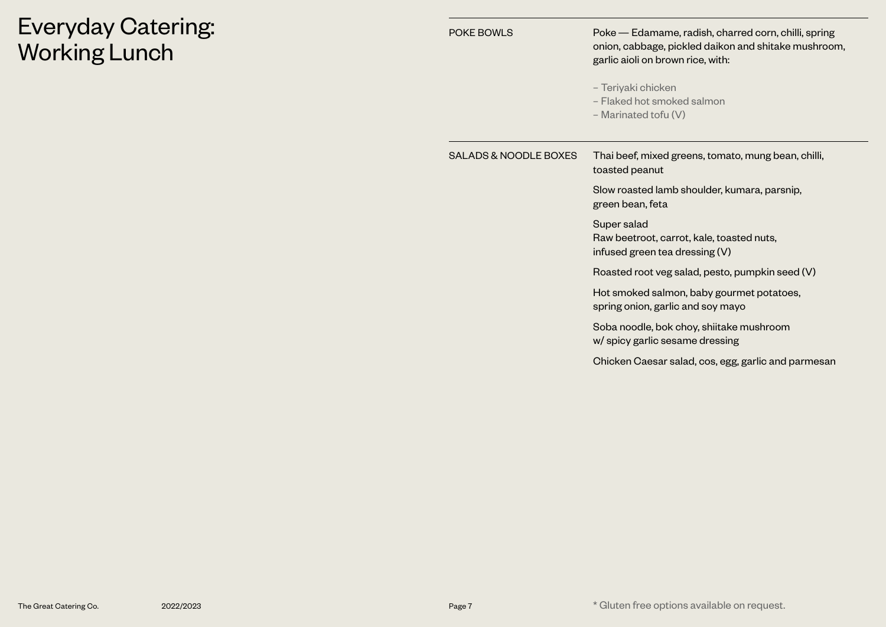# Everyday Catering: Working Lunch

## POKE BOWLS

Poke — Edamame, radish, charred corn, chilli, spring onion, cabbage, pickled daikon and shitake mushroom, garlic aioli on brown rice, with:

- Teriyaki chicken
- Flaked hot smoked salmon
- Marinated tofu (V)

## SALADS & NOODLE BOXES

Thai beef, mixed greens, tomato, mung bean, chilli, toasted peanut

Slow roasted lamb shoulder, kumara, parsnip, green bean, feta

Super salad
Raw beetroot, carrot, kale, toasted nuts, infused green tea dressing (V)

Roasted root veg salad, pesto, pumpkin seed (V)

Hot smoked salmon, baby gourmet potatoes, spring onion, garlic and soy mayo

Soba noodle, bok choy, shiitake mushroom w/ spicy garlic sesame dressing

Chicken Caesar salad, cos, egg, garlic and parmesan

* Gluten free options available on request.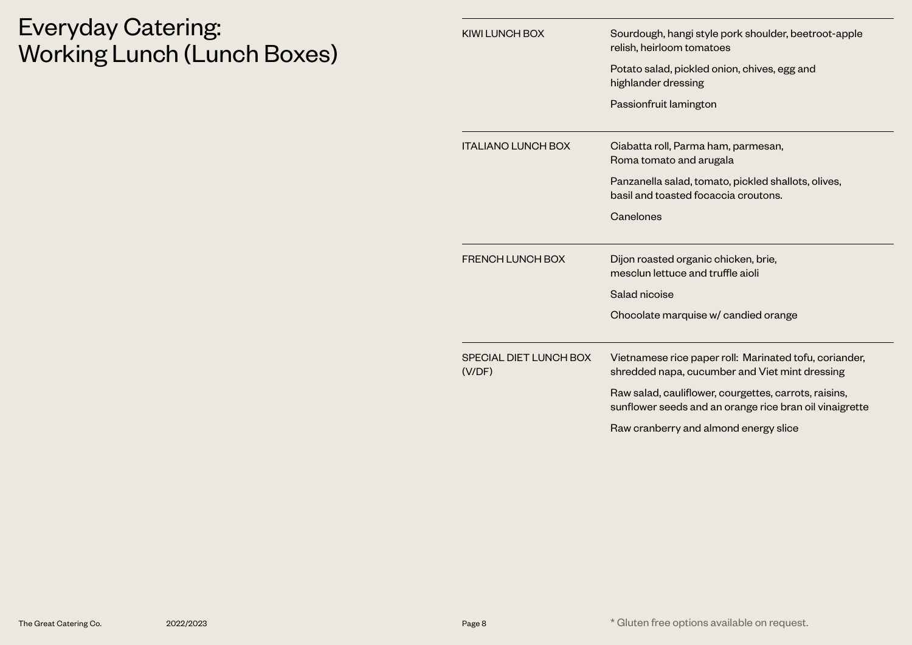# Everyday Catering: Working Lunch (Lunch Boxes)

| | |
|---|---|
| KIWI LUNCH BOX | Sourdough, hangi style pork shoulder, beetroot-apple relish, heirloom tomatoes<br><br>Potato salad, pickled onion, chives, egg and highlander dressing<br><br>Passionfruit lamington |
| ITALIANO LUNCH BOX | Ciabatta roll, Parma ham, parmesan, Roma tomato and arugala<br><br>Panzanella salad, tomato, pickled shallots, olives, basil and toasted focaccia croutons.<br><br>Canelones |
| FRENCH LUNCH BOX | Dijon roasted organic chicken, brie, mesclun lettuce and truffle aioli<br><br>Salad nicoise<br><br>Chocolate marquise w/ candied orange |
| SPECIAL DIET LUNCH BOX (V/DF) | Vietnamese rice paper roll: Marinated tofu, coriander, shredded napa, cucumber and Viet mint dressing<br><br>Raw salad, cauliflower, courgettes, carrots, raisins, sunflower seeds and an orange rice bran oil vinaigrette<br><br>Raw cranberry and almond energy slice |

* Gluten free options available on request.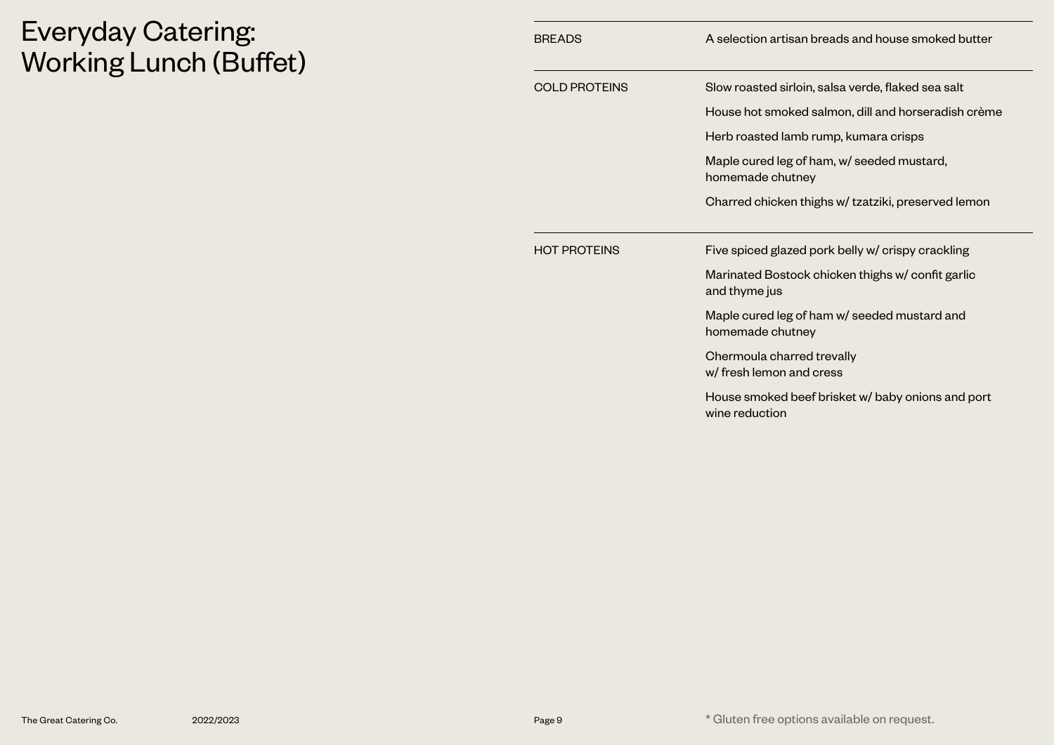# Everyday Catering: Working Lunch (Buffet)

| | |
|---|---|
| BREADS | A selection artisan breads and house smoked butter |
| COLD PROTEINS | Slow roasted sirloin, salsa verde, flaked sea salt |
| | House hot smoked salmon, dill and horseradish crème |
| | Herb roasted lamb rump, kumara crisps |
| | Maple cured leg of ham, w/ seeded mustard, homemade chutney |
| | Charred chicken thighs w/ tzatziki, preserved lemon |
| HOT PROTEINS | Five spiced glazed pork belly w/ crispy crackling |
| | Marinated Bostock chicken thighs w/ confit garlic and thyme jus |
| | Maple cured leg of ham w/ seeded mustard and homemade chutney |
| | Chermoula charred trevally w/ fresh lemon and cress |
| | House smoked beef brisket w/ baby onions and port wine reduction |

* Gluten free options available on request.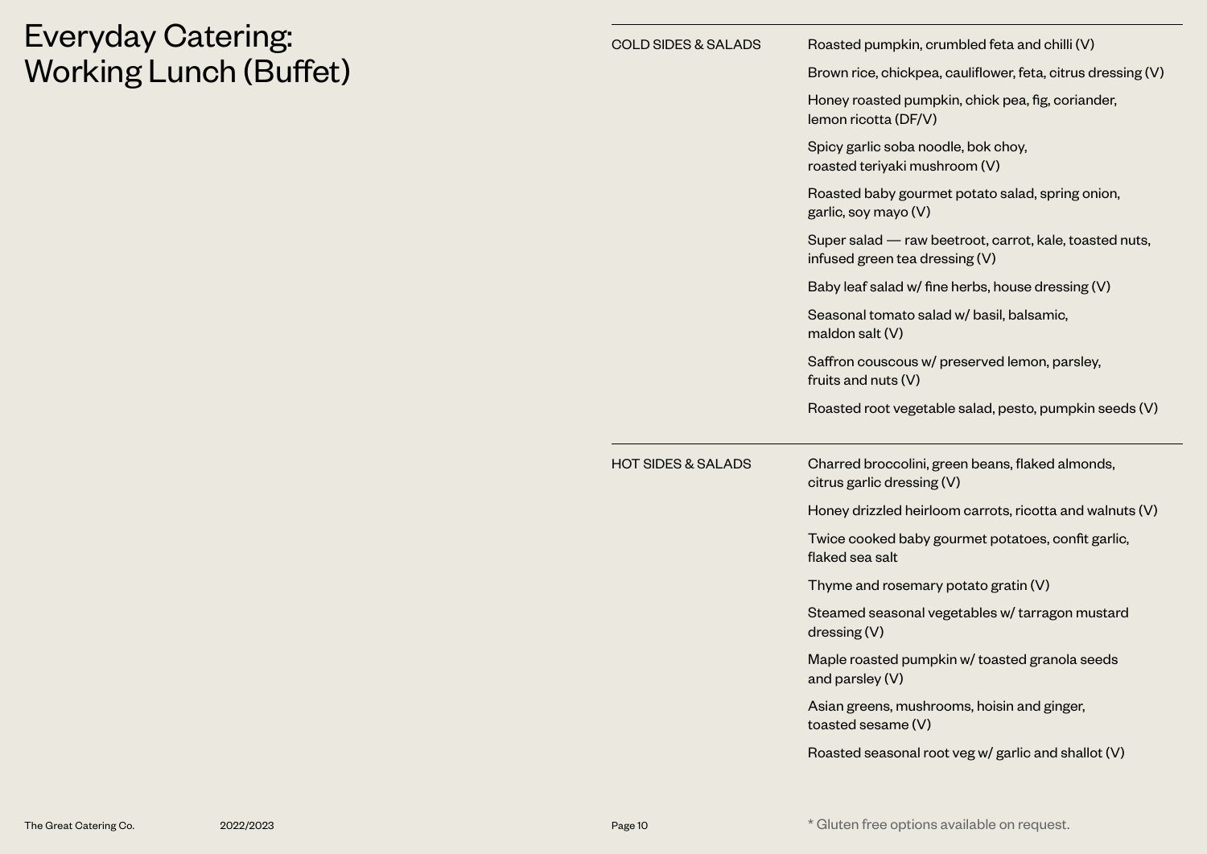# Everyday Catering: Working Lunch (Buffet)

## COLD SIDES & SALADS

- Roasted pumpkin, crumbled feta and chilli (V)
- Brown rice, chickpea, cauliflower, feta, citrus dressing (V)
- Honey roasted pumpkin, chick pea, fig, coriander, lemon ricotta (DF/V)
- Spicy garlic soba noodle, bok choy, roasted teriyaki mushroom (V)
- Roasted baby gourmet potato salad, spring onion, garlic, soy mayo (V)
- Super salad — raw beetroot, carrot, kale, toasted nuts, infused green tea dressing (V)
- Baby leaf salad w/ fine herbs, house dressing (V)
- Seasonal tomato salad w/ basil, balsamic, maldon salt (V)
- Saffron couscous w/ preserved lemon, parsley, fruits and nuts (V)
- Roasted root vegetable salad, pesto, pumpkin seeds (V)

## HOT SIDES & SALADS

- Charred broccolini, green beans, flaked almonds, citrus garlic dressing (V)
- Honey drizzled heirloom carrots, ricotta and walnuts (V)
- Twice cooked baby gourmet potatoes, confit garlic, flaked sea salt
- Thyme and rosemary potato gratin (V)
- Steamed seasonal vegetables w/ tarragon mustard dressing (V)
- Maple roasted pumpkin w/ toasted granola seeds and parsley (V)
- Asian greens, mushrooms, hoisin and ginger, toasted sesame (V)
- Roasted seasonal root veg w/ garlic and shallot (V)

* Gluten free options available on request.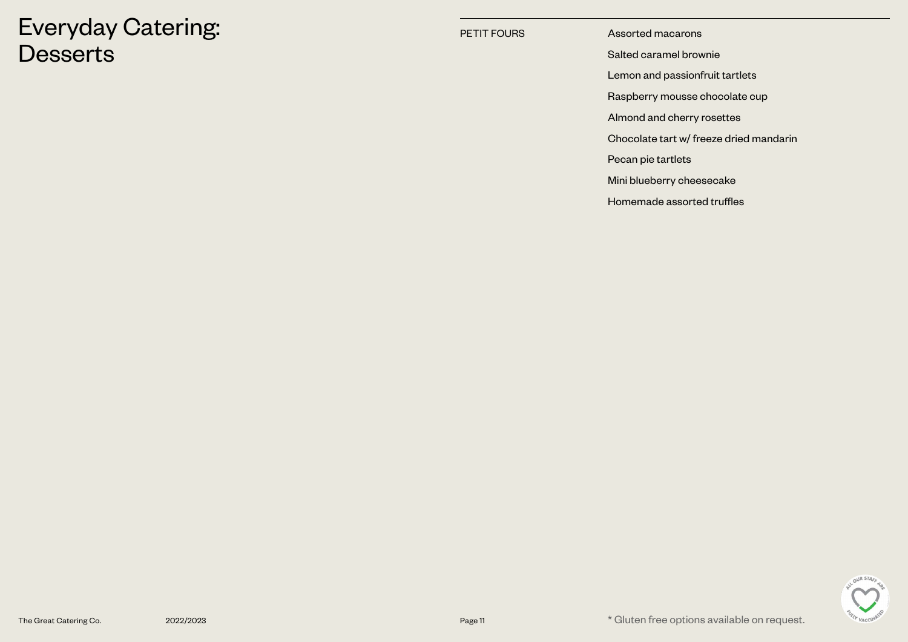# Everyday Catering: Desserts

## PETIT FOURS

- Assorted macarons
- Salted caramel brownie
- Lemon and passionfruit tartlets
- Raspberry mousse chocolate cup
- Almond and cherry rosettes
- Chocolate tart w/ freeze dried mandarin
- Pecan pie tartlets
- Mini blueberry cheesecake
- Homemade assorted truffles

* Gluten free options available on request.